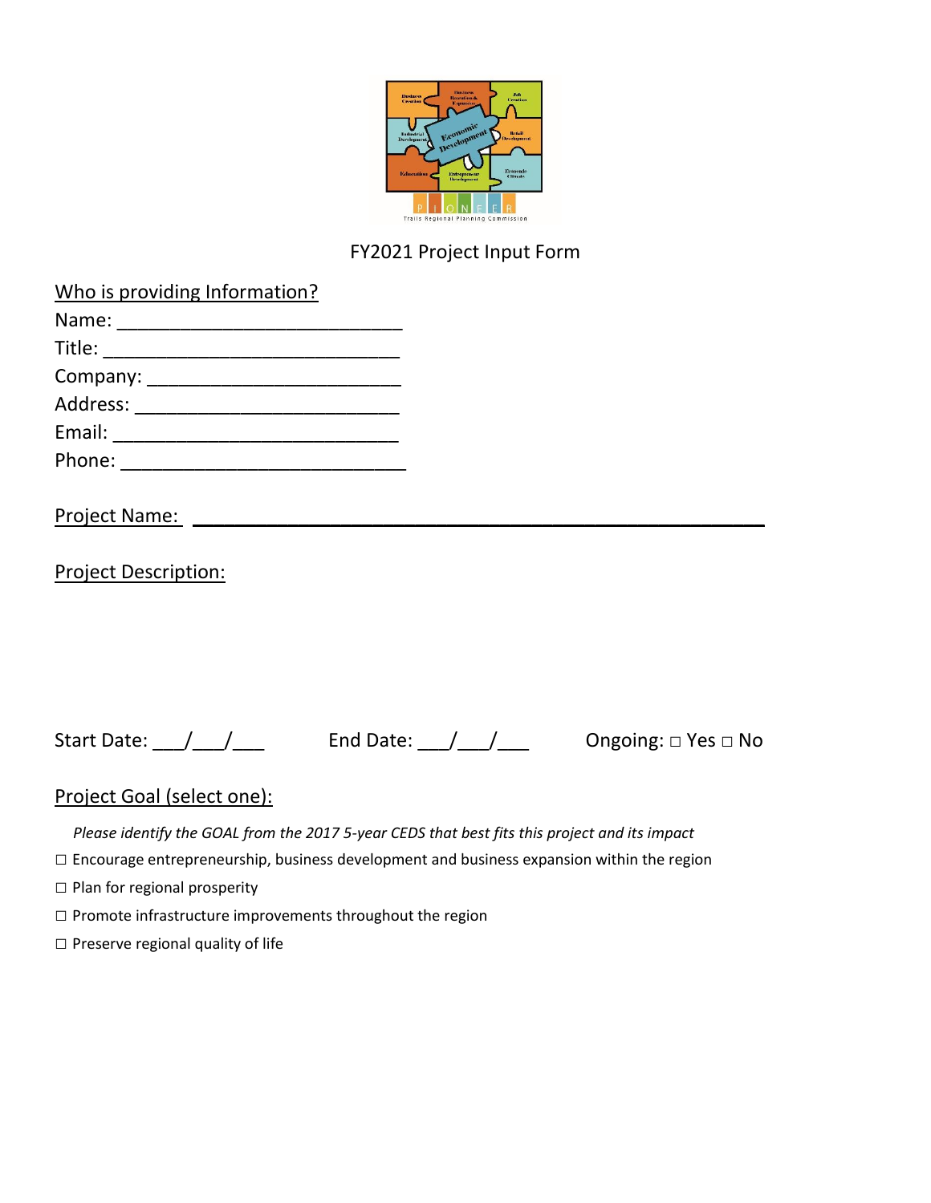# FY2021 Project Input Form

## Who is providing Information?

Name: ___________________________

Title: ____________________________

Company: _________________________

Address: _________________________

Email: ___________________________

Phone: ___________________________

## Project Name: ______________________________________________________

## Project Description:

Start Date: ___/___/___   End Date: ___/___/___   Ongoing: □ Yes □ No

## Project Goal (select one):

*Please identify the GOAL from the 2017 5-year CEDS that best fits this project and its impact*

☐ Encourage entrepreneurship, business development and business expansion within the region

☐ Plan for regional prosperity

☐ Promote infrastructure improvements throughout the region

☐ Preserve regional quality of life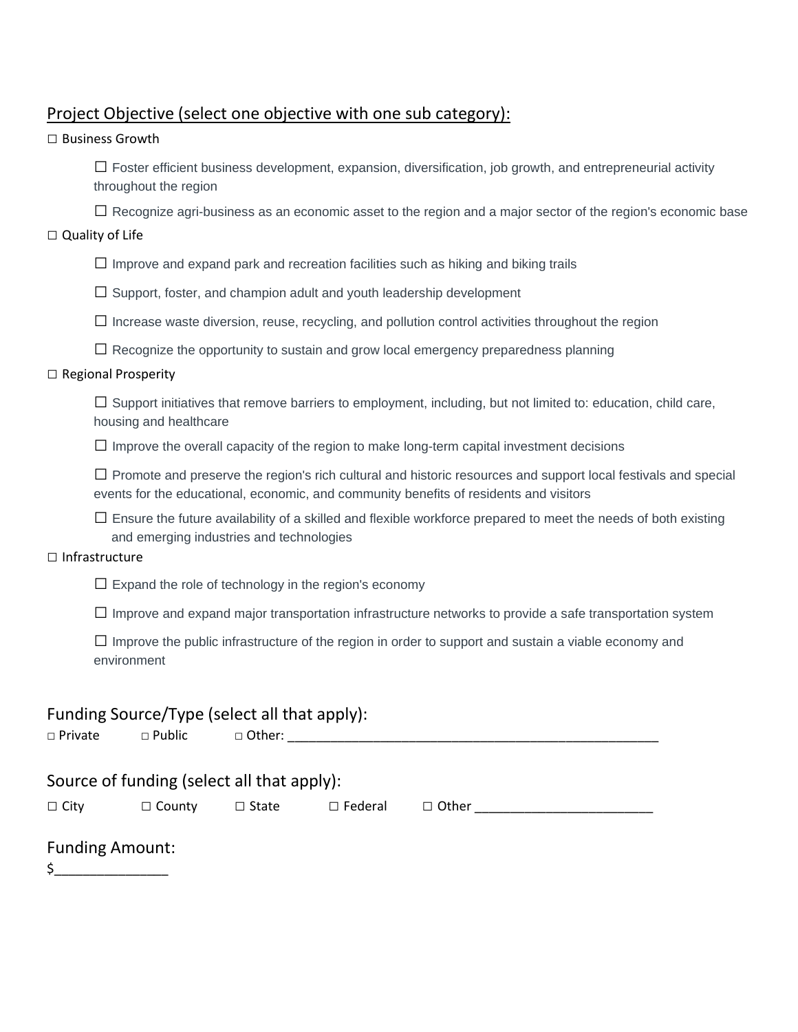## Project Objective (select one objective with one sub category):

☐ Business Growth

- ☐ Foster efficient business development, expansion, diversification, job growth, and entrepreneurial activity throughout the region
- ☐ Recognize agri-business as an economic asset to the region and a major sector of the region's economic base

☐ Quality of Life

- ☐ Improve and expand park and recreation facilities such as hiking and biking trails
- ☐ Support, foster, and champion adult and youth leadership development
- ☐ Increase waste diversion, reuse, recycling, and pollution control activities throughout the region
- ☐ Recognize the opportunity to sustain and grow local emergency preparedness planning

☐ Regional Prosperity

- ☐ Support initiatives that remove barriers to employment, including, but not limited to: education, child care, housing and healthcare
- ☐ Improve the overall capacity of the region to make long-term capital investment decisions
- ☐ Promote and preserve the region's rich cultural and historic resources and support local festivals and special events for the educational, economic, and community benefits of residents and visitors
- ☐ Ensure the future availability of a skilled and flexible workforce prepared to meet the needs of both existing and emerging industries and technologies

☐ Infrastructure

- ☐ Expand the role of technology in the region's economy
- ☐ Improve and expand major transportation infrastructure networks to provide a safe transportation system
- ☐ Improve the public infrastructure of the region in order to support and sustain a viable economy and environment

## Funding Source/Type (select all that apply):

☐ Private ☐ Public ☐ Other: ____________________________________________________

## Source of funding (select all that apply):

☐ City ☐ County ☐ State ☐ Federal ☐ Other ________________________

## Funding Amount:

$_______________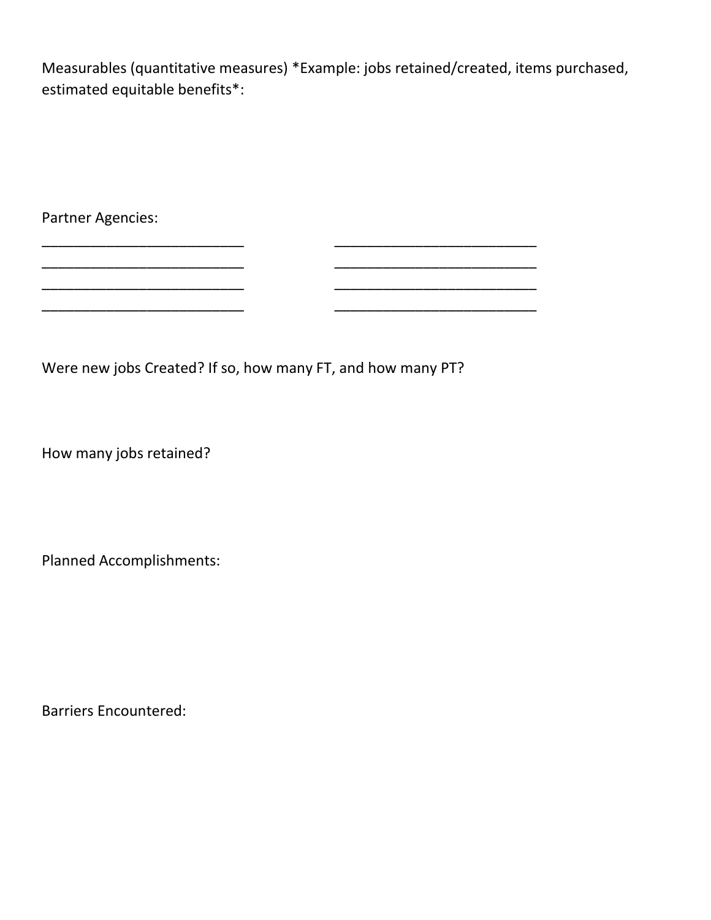Measurables (quantitative measures) *Example: jobs retained/created, items purchased, estimated equitable benefits*:

Partner Agencies:

___________________________ ___________________________
___________________________ ___________________________
___________________________ ___________________________
___________________________ ___________________________

Were new jobs Created? If so, how many FT, and how many PT?

How many jobs retained?

Planned Accomplishments:

Barriers Encountered: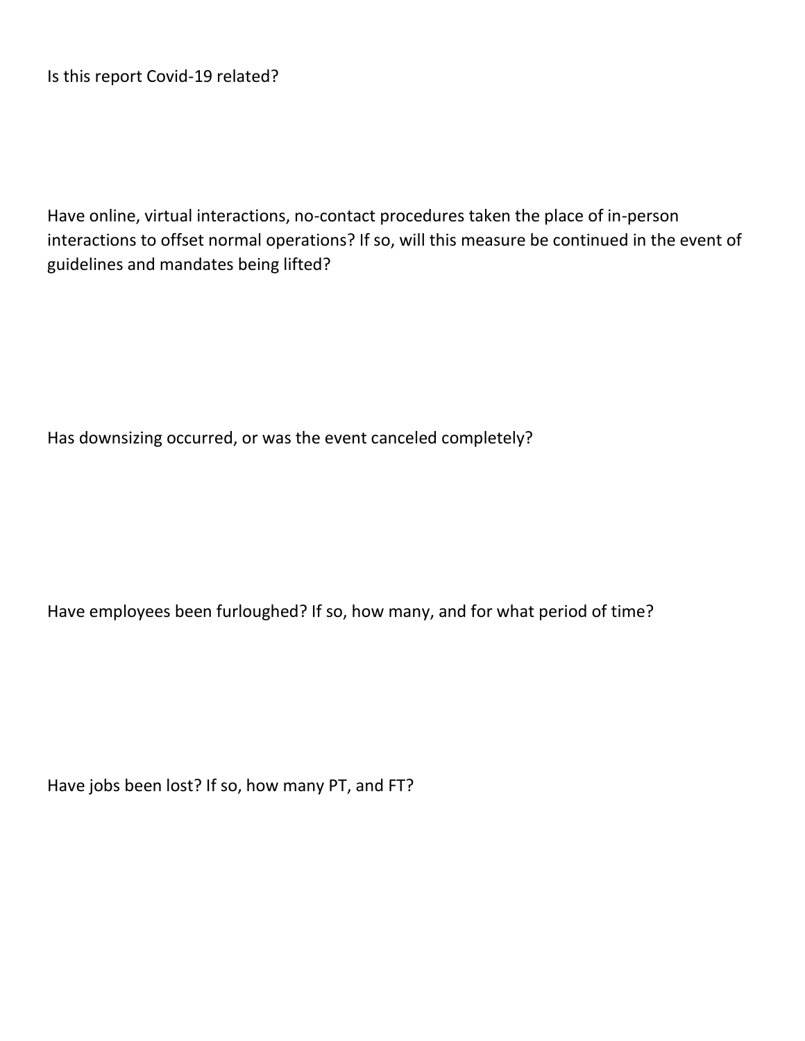Is this report Covid-19 related?

Have online, virtual interactions, no-contact procedures taken the place of in-person interactions to offset normal operations? If so, will this measure be continued in the event of guidelines and mandates being lifted?

Has downsizing occurred, or was the event canceled completely?

Have employees been furloughed? If so, how many, and for what period of time?

Have jobs been lost? If so, how many PT, and FT?